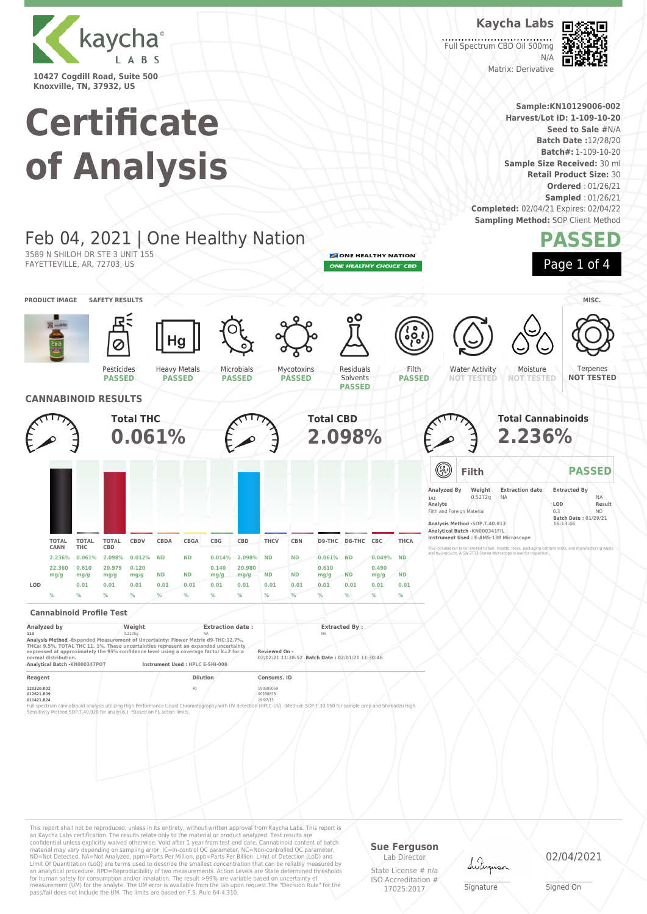kaycha LABS

10427 Cogdill Road, Suite 500
Knoxville, TN, 37932, US

# Certificate of Analysis

**Kaycha Labs**

Full Spectrum CBD Oil 500mg
N/A
Matrix: Derivative

**Sample:** KN10129006-002
**Harvest/Lot ID:** 1-109-10-20
**Seed to Sale #** N/A
**Batch Date :** 12/28/20
**Batch#:** 1-109-10-20
**Sample Size Received:** 30 ml
**Retail Product Size:** 30
**Ordered** : 01/26/21
**Sampled** : 01/26/21
**Completed:** 02/04/21 Expires: 02/04/22
**Sampling Method:** SOP Client Method

## Feb 04, 2021 | One Healthy Nation

3589 N SHILOH DR STE 3 UNIT 155
FAYETTEVILLE, AR, 72703, US

ONE HEALTHY NATION
ONE HEALTHY CHOICE CBD

# PASSED

**PRODUCT IMAGE** **SAFETY RESULTS** **MISC.**

| Pesticides | Heavy Metals | Microbials | Mycotoxins | Residuals Solvents | Filth | Water Activity | Moisture | Terpenes |
|---|---|---|---|---|---|---|---|---|
| PASSED | PASSED | PASSED | PASSED | PASSED | PASSED | NOT TESTED | NOT TESTED | NOT TESTED |

## CANNABINOID RESULTS

**Total THC** 0.061%

**Total CBD** 2.098%

**Total Cannabinoids** 2.236%

| | TOTAL CANN | TOTAL THC | TOTAL CBD | CBDV | CBDA | CBGA | CBG | CBD | THCV | CBN | D9-THC | D8-THC | CBC | THCA |
|---|---|---|---|---|---|---|---|---|---|---|---|---|---|---|
| % | 2.236% | 0.061% | 2.098% | 0.012% | ND | ND | 0.014% | 2.098% | ND | ND | 0.061% | ND | 0.049% | ND |
| mg/g | 22.360 mg/g | 0.610 mg/g | 20.979 mg/g | 0.120 mg/g | ND | ND | 0.140 mg/g | 20.980 mg/g | ND | ND | 0.610 mg/g | ND | 0.490 mg/g | ND |
| LOD | | 0.01 % | 0.01 % | 0.01 % | 0.01 % | 0.01 % | 0.01 % | 0.01 % | 0.01 % | 0.01 % | 0.01 % | 0.01 % | 0.01 % | 0.01 % |

### Cannabinoid Profile Test

| Analyzed by | Weight | Extraction date : | Extracted By : |
|---|---|---|---|
| 113 | 0.2105g | NA | NA |

Analysis Method -Expanded Measurement of Uncertainty: Flower Matrix d9-THC:12.7%, THCa: 9.5%, TOTAL THC 11. 1%. These uncertainties represent an expanded uncertainty expressed at approximately the 95% confidence level using a coverage factor k=2 for a normal distribution.

Reviewed On - 02/02/21 11:38:52 Batch Date : 02/01/21 11:30:46

Analytical Batch -KN000347POT Instrument Used : HPLC E-SHI-008

| Reagent | Dilution | Consums. ID |
|---|---|---|
| 120320.R02<br>012621.R09<br>011421.R24 | 40 | 190909059<br>00298878<br>19/07/15 |

Full spectrum cannabinoid analysis utilizing High Performance Liquid Chromatography with UV detection (HPLC-UV). (Method: SOP.T.30.050 for sample prep and Shimadzu High Sensitivity Method SOP.T.40.020 for analysis.). *Based on FL action limits.

### Filth — PASSED

| Analyzed By | Weight | Extraction date | Extracted By |
|---|---|---|---|
| 142 | 0.5272g | NA | NA |

| Analyte | LOD | Result |
|---|---|---|
| Filth and Foreign Material | 0.3 | ND |

Batch Date : 01/29/21 16:13:46

Analysis Method -SOP.T.40.013
Analytical Batch -KN000341FIL
Instrument Used : E-AMS-138 Microscope

This includes but is not limited to hair, insects, feces, packaging contaminants, and manufacturing waste and by-products. A SW-2T13 Stereo Microscope is use for inspection.

This report shall not be reproduced, unless in its entirety, without written approval from Kaycha Labs. This report is an Kaycha Labs certification. The results relate only to the material or product analyzed. Test results are confidential unless explicitly waived otherwise. Void after 1 year from test end date. Cannabinoid content of batch material may vary depending on sampling error. IC=In-control QC parameter, NC=Non-controlled QC parameter, ND=Not Detected, NA=Not Analyzed, ppm=Parts Per Million, ppb=Parts Per Billion. Limit of Detection (LoD) and Limit Of Quantitation (LoQ) are terms used to describe the smallest concentration that can be reliably measured by an analytical procedure. RPD=Reproducibility of two measurements. Action Levels are State determined thresholds for human safety for consumption and/or inhalation. The result >99% are variable based on uncertainty of measurement (UM) for the analyte. The UM error is available from the lab upon request.The "Decision Rule" for the pass/fail does not include the UM. The limits are based on F.S. Rule 64-4.310.

**Sue Ferguson**
Lab Director
State License # n/a
ISO Accreditation # 17025:2017

Signature

02/04/2021
Signed On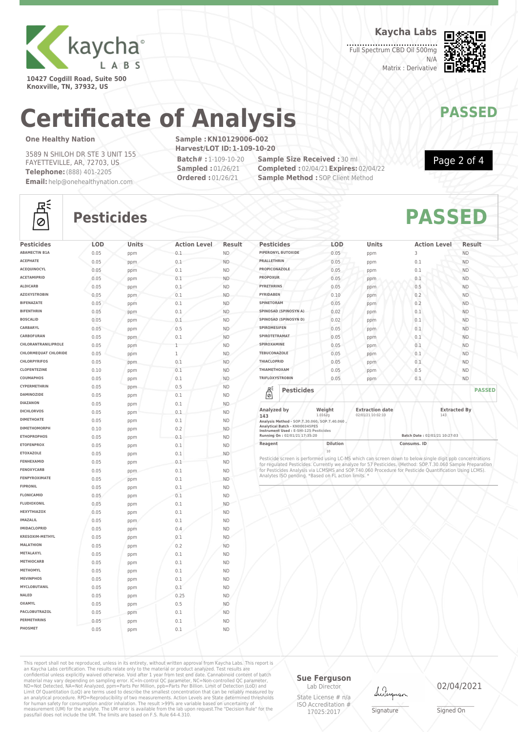**Kaycha Labs**

Full Spectrum CBD Oil 500mg
N/A
Matrix : Derivative

10427 Cogdill Road, Suite 500
Knoxville, TN, 37932, US

# Certificate of Analysis

**PASSED**

**One Healthy Nation**

3589 N SHILOH DR STE 3 UNIT 155
FAYETTEVILLE, AR, 72703, US
**Telephone:** (888) 401-2205
**Email:** help@onehealthynation.com

**Sample : KN10129006-002**
**Harvest/LOT ID: 1-109-10-20**
**Batch# :** 1-109-10-20
**Sampled :** 01/26/21
**Ordered :** 01/26/21
**Sample Size Received :** 30 ml
**Completed :** 02/04/21 **Expires:** 02/04/22
**Sample Method :** SOP Client Method

## Pesticides — PASSED

| Pesticides | LOD | Units | Action Level | Result |
|---|---|---|---|---|
| ABAMECTIN B1A | 0.05 | ppm | 0.1 | ND |
| ACEPHATE | 0.05 | ppm | 0.1 | ND |
| ACEQUINOCYL | 0.05 | ppm | 0.1 | ND |
| ACETAMIPRID | 0.05 | ppm | 0.1 | ND |
| ALDICARB | 0.05 | ppm | 0.1 | ND |
| AZOXYSTROBIN | 0.05 | ppm | 0.1 | ND |
| BIFENAZATE | 0.05 | ppm | 0.1 | ND |
| BIFENTHRIN | 0.05 | ppm | 0.1 | ND |
| BOSCALID | 0.05 | ppm | 0.1 | ND |
| CARBARYL | 0.05 | ppm | 0.5 | ND |
| CARBOFURAN | 0.05 | ppm | 0.1 | ND |
| CHLORANTRANILIPROLE | 0.05 | ppm | 1 | ND |
| CHLORMEQUAT CHLORIDE | 0.05 | ppm | 1 | ND |
| CHLORPYRIFOS | 0.05 | ppm | 0.1 | ND |
| CLOFENTEZINE | 0.10 | ppm | 0.1 | ND |
| COUMAPHOS | 0.05 | ppm | 0.1 | ND |
| CYPERMETHRIN | 0.05 | ppm | 0.5 | ND |
| DAMINOZIDE | 0.05 | ppm | 0.1 | ND |
| DIAZANON | 0.05 | ppm | 0.1 | ND |
| DICHLORVOS | 0.05 | ppm | 0.1 | ND |
| DIMETHOATE | 0.05 | ppm | 0.1 | ND |
| DIMETHOMORPH | 0.10 | ppm | 0.2 | ND |
| ETHOPROPHOS | 0.05 | ppm | 0.1 | ND |
| ETOFENPROX | 0.05 | ppm | 0.1 | ND |
| ETOXAZOLE | 0.05 | ppm | 0.1 | ND |
| FENHEXAMID | 0.05 | ppm | 0.1 | ND |
| FENOXYCARB | 0.05 | ppm | 0.1 | ND |
| FENPYROXIMATE | 0.05 | ppm | 0.1 | ND |
| FIPRONIL | 0.05 | ppm | 0.1 | ND |
| FLONICAMID | 0.05 | ppm | 0.1 | ND |
| FLUDIOXONIL | 0.05 | ppm | 0.1 | ND |
| HEXYTHIAZOX | 0.05 | ppm | 0.1 | ND |
| IMAZALIL | 0.05 | ppm | 0.1 | ND |
| IMIDACLOPRID | 0.05 | ppm | 0.4 | ND |
| KRESOXIM-METHYL | 0.05 | ppm | 0.1 | ND |
| MALATHION | 0.05 | ppm | 0.2 | ND |
| METALAXYL | 0.05 | ppm | 0.1 | ND |
| METHIOCARB | 0.05 | ppm | 0.1 | ND |
| METHOMYL | 0.05 | ppm | 0.1 | ND |
| MEVINPHOS | 0.05 | ppm | 0.1 | ND |
| MYCLOBUTANIL | 0.05 | ppm | 0.1 | ND |
| NALED | 0.05 | ppm | 0.25 | ND |
| OXAMYL | 0.05 | ppm | 0.5 | ND |
| PACLOBUTRAZOL | 0.05 | ppm | 0.1 | ND |
| PERMETHRINS | 0.05 | ppm | 0.1 | ND |
| PHOSMET | 0.05 | ppm | 0.1 | ND |
| PIPERONYL BUTOXIDE | 0.05 | ppm | 3 | ND |
| PRALLETHRIN | 0.05 | ppm | 0.1 | ND |
| PROPICONAZOLE | 0.05 | ppm | 0.1 | ND |
| PROPOXUR | 0.05 | ppm | 0.1 | ND |
| PYRETHRINS | 0.05 | ppm | 0.5 | ND |
| PYRIDABEN | 0.10 | ppm | 0.2 | ND |
| SPINETORAM | 0.05 | ppm | 0.2 | ND |
| SPINOSAD (SPINOSYN A) | 0.02 | ppm | 0.1 | ND |
| SPINOSAD (SPINOSYN D) | 0.02 | ppm | 0.1 | ND |
| SPIROMESIFEN | 0.05 | ppm | 0.1 | ND |
| SPIROTETRAMAT | 0.05 | ppm | 0.1 | ND |
| SPIROXAMINE | 0.05 | ppm | 0.1 | ND |
| TEBUCONAZOLE | 0.05 | ppm | 0.1 | ND |
| THIACLOPRID | 0.05 | ppm | 0.1 | ND |
| THIAMETHOXAM | 0.05 | ppm | 0.5 | ND |
| TRIFLOXYSTROBIN | 0.05 | ppm | 0.1 | ND |

### Pesticides — PASSED

| Analyzed by | Weight | Extraction date | Extracted By |
|---|---|---|---|
| 143 | 1.0162g | 02/01/21 10:02:10 | 143 |

Analysis Method - SOP.T.30.060, SOP.T.40.060 ,
Analytical Batch - KN000345PES
Instrument Used : E-SHI-125 Pesticides
Running On : 02/01/21 17:35:20
Batch Date : 02/01/21 10:27:03

| Reagent | Dilution | Consums. ID |
|---|---|---|
| | 10 | |

Pesticide screen is performed using LC-MS which can screen down to below single digit ppb concentrations for regulated Pesticides. Currently we analyze for 57 Pesticides. (Method: SOP.T.30.060 Sample Preparation for Pesticides Analysis via LCMSMS and SOP.T40.060 Procedure for Pesticide Quantification Using LCMS). Analytes ISO pending. *Based on FL action limits. *

This report shall not be reproduced, unless in its entirety, without written approval from Kaycha Labs. This report is an Kaycha Labs certification. The results relate only to the material or product analyzed. Test results are confidential unless explicitly waived otherwise. Void after 1 year from test end date. Cannabinoid content of batch material may vary depending on sampling error. IC=In-control QC parameter, NC=Non-controlled QC parameter, ND=Not Detected, NA=Not Analyzed, ppm=Parts Per Million, ppb=Parts Per Billion. Limit of Detection (LoD) and Limit Of Quantitation (LoQ) are terms used to describe the smallest concentration that can be reliably measured by an analytical procedure. RPD=Reproducibility of two measurements. Action Levels are State determined thresholds for human safety for consumption and/or inhalation. The result >99% are variable based on uncertainty of measurement (UM) for the analyte. The UM error is available from the lab upon request.The "Decision Rule" for the pass/fail does not include the UM. The limits are based on F.S. Rule 64-4.310.

**Sue Ferguson**
Lab Director
State License # n/a
ISO Accreditation # 17025:2017

Signature

02/04/2021
Signed On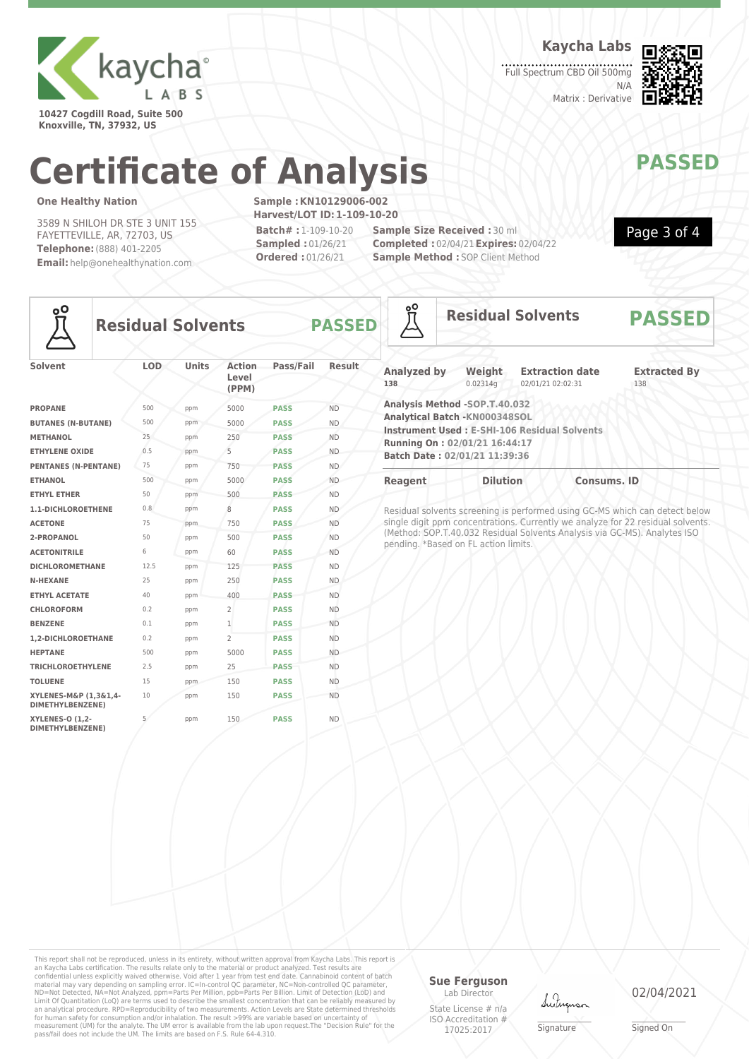**Kaycha Labs**

10427 Cogdill Road, Suite 500
Knoxville, TN, 37932, US

Full Spectrum CBD Oil 500mg
N/A
Matrix : Derivative

# Certificate of Analysis

## PASSED

**One Healthy Nation**

3589 N SHILOH DR STE 3 UNIT 155
FAYETTEVILLE, AR, 72703, US
**Telephone:** (888) 401-2205
**Email:** help@onehealthynation.com

**Sample :** KN10129006-002
**Harvest/LOT ID:** 1-109-10-20
**Batch# :** 1-109-10-20
**Sampled :** 01/26/21
**Ordered :** 01/26/21
**Sample Size Received :** 30 ml
**Completed :** 02/04/21 **Expires:** 02/04/22
**Sample Method :** SOP Client Method

## Residual Solvents — PASSED

| Solvent | LOD | Units | Action Level (PPM) | Pass/Fail | Result |
|---|---|---|---|---|---|
| PROPANE | 500 | ppm | 5000 | PASS | ND |
| BUTANES (N-BUTANE) | 500 | ppm | 5000 | PASS | ND |
| METHANOL | 25 | ppm | 250 | PASS | ND |
| ETHYLENE OXIDE | 0.5 | ppm | 5 | PASS | ND |
| PENTANES (N-PENTANE) | 75 | ppm | 750 | PASS | ND |
| ETHANOL | 500 | ppm | 5000 | PASS | ND |
| ETHYL ETHER | 50 | ppm | 500 | PASS | ND |
| 1,1-DICHLOROETHENE | 0.8 | ppm | 8 | PASS | ND |
| ACETONE | 75 | ppm | 750 | PASS | ND |
| 2-PROPANOL | 50 | ppm | 500 | PASS | ND |
| ACETONITRILE | 6 | ppm | 60 | PASS | ND |
| DICHLOROMETHANE | 12.5 | ppm | 125 | PASS | ND |
| N-HEXANE | 25 | ppm | 250 | PASS | ND |
| ETHYL ACETATE | 40 | ppm | 400 | PASS | ND |
| CHLOROFORM | 0.2 | ppm | 2 | PASS | ND |
| BENZENE | 0.1 | ppm | 1 | PASS | ND |
| 1,2-DICHLOROETHANE | 0.2 | ppm | 2 | PASS | ND |
| HEPTANE | 500 | ppm | 5000 | PASS | ND |
| TRICHLOROETHYLENE | 2.5 | ppm | 25 | PASS | ND |
| TOLUENE | 15 | ppm | 150 | PASS | ND |
| XYLENES-M&P (1,3&1,4-DIMETHYLBENZENE) | 10 | ppm | 150 | PASS | ND |
| XYLENES-O (1,2-DIMETHYLBENZENE) | 5 | ppm | 150 | PASS | ND |

## Residual Solvents — PASSED

| Analyzed by | Weight | Extraction date | Extracted By |
|---|---|---|---|
| 138 | 0.02314g | 02/01/21 02:02:31 | 138 |

**Analysis Method -SOP.T.40.032**
**Analytical Batch -KN000348SOL**
**Instrument Used : E-SHI-106 Residual Solvents**
**Running On : 02/01/21 16:44:17**
**Batch Date : 02/01/21 11:39:36**

| Reagent | Dilution | Consums. ID |
|---|---|---|

Residual solvents screening is performed using GC-MS which can detect below single digit ppm concentrations. Currently we analyze for 22 residual solvents. (Method: SOP.T.40.032 Residual Solvents Analysis via GC-MS). Analytes ISO pending. *Based on FL action limits.

This report shall not be reproduced, unless in its entirety, without written approval from Kaycha Labs. This report is an Kaycha Labs certification. The results relate only to the material or product analyzed. Test results are confidential unless explicitly waived otherwise. Void after 1 year from test end date. Cannabinoid content of batch material may vary depending on sampling error. IC=In-control QC parameter, NC=Non-controlled QC parameter, ND=Not Detected, NA=Not Analyzed, ppm=Parts Per Million, ppb=Parts Per Billion. Limit of Detection (LoD) and Limit Of Quantitation (LoQ) are terms used to describe the smallest concentration that can be reliably measured by an analytical procedure. RPD=Reproducibility of two measurements. Action Levels are State determined thresholds for human safety for consumption and/or inhalation. The result >99% are variable based on uncertainty of measurement (UM) for the analyte. The UM error is available from the lab upon request.The "Decision Rule" for the pass/fail does not include the UM. The limits are based on F.S. Rule 64-4.310.

**Sue Ferguson**
Lab Director
State License # n/a
ISO Accreditation # 17025:2017

Signature

02/04/2021
Signed On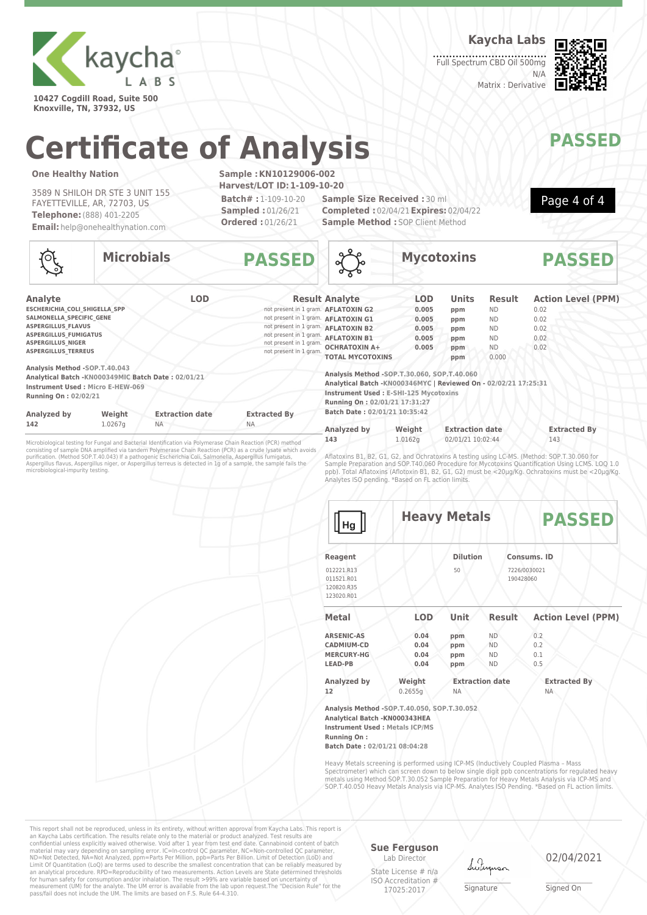kaycha LABS

10427 Cogdill Road, Suite 500
Knoxville, TN, 37932, US

**Kaycha Labs**

Full Spectrum CBD Oil 500mg
N/A
Matrix : Derivative

# Certificate of Analysis

**PASSED**

**One Healthy Nation**

3589 N SHILOH DR STE 3 UNIT 155
FAYETTEVILLE, AR, 72703, US
**Telephone:** (888) 401-2205
**Email:** help@onehealthynation.com

**Sample : KN10129006-002**
**Harvest/LOT ID: 1-109-10-20**
**Batch# :** 1-109-10-20
**Sampled :** 01/26/21
**Ordered :** 01/26/21
**Sample Size Received :** 30 ml
**Completed :** 02/04/21 **Expires:** 02/04/22
**Sample Method :** SOP Client Method

## Microbials PASSED

| Analyte | LOD | Result |
|---|---|---|
| ESCHERICHIA_COLI_SHIGELLA_SPP | | not present in 1 gram. |
| SALMONELLA_SPECIFIC_GENE | | not present in 1 gram. |
| ASPERGILLUS_FLAVUS | | not present in 1 gram. |
| ASPERGILLUS_FUMIGATUS | | not present in 1 gram. |
| ASPERGILLUS_NIGER | | not present in 1 gram. |
| ASPERGILLUS_TERREUS | | not present in 1 gram. |

**Analysis Method -SOP.T.40.043**
**Analytical Batch -KN000349MIC Batch Date : 02/01/21**
**Instrument Used : Micro E-HEW-069**
**Running On : 02/02/21**

| Analyzed by | Weight | Extraction date | Extracted By |
|---|---|---|---|
| 142 | 1.0267g | NA | NA |

Microbiological testing for Fungal and Bacterial Identification via Polymerase Chain Reaction (PCR) method consisting of sample DNA amplified via tandem Polymerase Chain Reaction (PCR) as a crude lysate which avoids purification. (Method SOP.T.40.043) If a pathogenic Escherichia Coli, Salmonella, Aspergillus fumigatus, Aspergillus flavus, Aspergillus niger, or Aspergillus terreus is detected in 1g of a sample, the sample fails the microbiological-impurity testing.

## Mycotoxins PASSED

| Analyte | LOD | Units | Result | Action Level (PPM) |
|---|---|---|---|---|
| AFLATOXIN G2 | 0.005 | ppm | ND | 0.02 |
| AFLATOXIN G1 | 0.005 | ppm | ND | 0.02 |
| AFLATOXIN B2 | 0.005 | ppm | ND | 0.02 |
| AFLATOXIN B1 | 0.005 | ppm | ND | 0.02 |
| OCHRATOXIN A+ | 0.005 | ppm | ND | 0.02 |
| TOTAL MYCOTOXINS | | ppm | 0.000 | |

**Analysis Method -SOP.T.30.060, SOP.T.40.060**
**Analytical Batch -KN000346MYC | Reviewed On - 02/02/21 17:25:31**
**Instrument Used : E-SHI-125 Mycotoxins**
**Running On : 02/01/21 17:31:27**
**Batch Date : 02/01/21 10:35:42**

| Analyzed by | Weight | Extraction date | Extracted By |
|---|---|---|---|
| 143 | 1.0162g | 02/01/21 10:02:44 | 143 |

Aflatoxins B1, B2, G1, G2, and Ochratoxins A testing using LC-MS. (Method: SOP.T.30.060 for Sample Preparation and SOP.T40.060 Procedure for Mycotoxins Quantification Using LCMS. LOQ 1.0 ppb). Total Aflatoxins (Aflotoxin B1, B2, G1, G2) must be <20μg/Kg. Ochratoxins must be <20μg/Kg. Analytes ISO pending. *Based on FL action limits.

## Heavy Metals PASSED

| Reagent | Dilution | Consums. ID |
|---|---|---|
| 012221.R13 | 50 | 7226/0030021 |
| 011521.R01 | | 190428060 |
| 120820.R35 | | |
| 123020.R01 | | |

| Metal | LOD | Unit | Result | Action Level (PPM) |
|---|---|---|---|---|
| ARSENIC-AS | 0.04 | ppm | ND | 0.2 |
| CADMIUM-CD | 0.04 | ppm | ND | 0.2 |
| MERCURY-HG | 0.04 | ppm | ND | 0.1 |
| LEAD-PB | 0.04 | ppm | ND | 0.5 |

| Analyzed by | Weight | Extraction date | Extracted By |
|---|---|---|---|
| 12 | 0.2655g | NA | NA |

**Analysis Method -SOP.T.40.050, SOP.T.30.052**
**Analytical Batch -KN000343HEA**
**Instrument Used : Metals ICP/MS**
**Running On :**
**Batch Date : 02/01/21 08:04:28**

Heavy Metals screening is performed using ICP-MS (Inductively Coupled Plasma - Mass Spectrometer) which can screen down to below single digit ppb concentrations for regulated heavy metals using Method SOP.T.30.052 Sample Preparation for Heavy Metals Analysis via ICP-MS and SOP.T.40.050 Heavy Metals Analysis via ICP-MS. Analytes ISO Pending. *Based on FL action limits.

This report shall not be reproduced, unless in its entirety, without written approval from Kaycha Labs. This report is an Kaycha Labs certification. The results relate only to the material or product analyzed. Test results are confidential unless explicitly waived otherwise. Void after 1 year from test end date. Cannabinoid content of batch material may vary depending on sampling error. IC=In-control QC parameter, NC=Non-controlled QC parameter, ND=Not Detected, NA=Not Analyzed, ppm=Parts Per Million, ppb=Parts Per Billion. Limit of Detection (LoD) and Limit Of Quantitation (LoQ) are terms used to describe the smallest concentration that can be reliably measured by an analytical procedure. RPD=Reproducibility of two measurements. Action Levels are State determined thresholds for human safety for consumption and/or inhalation. The result >99% are variable based on uncertainty of measurement (UM) for the analyte. The UM error is available from the lab upon request.The "Decision Rule" for the pass/fail does not include the UM. The limits are based on F.S. Rule 64-4.310.

**Sue Ferguson**
Lab Director
State License # n/a
ISO Accreditation # 17025:2017

Signature

02/04/2021
Signed On